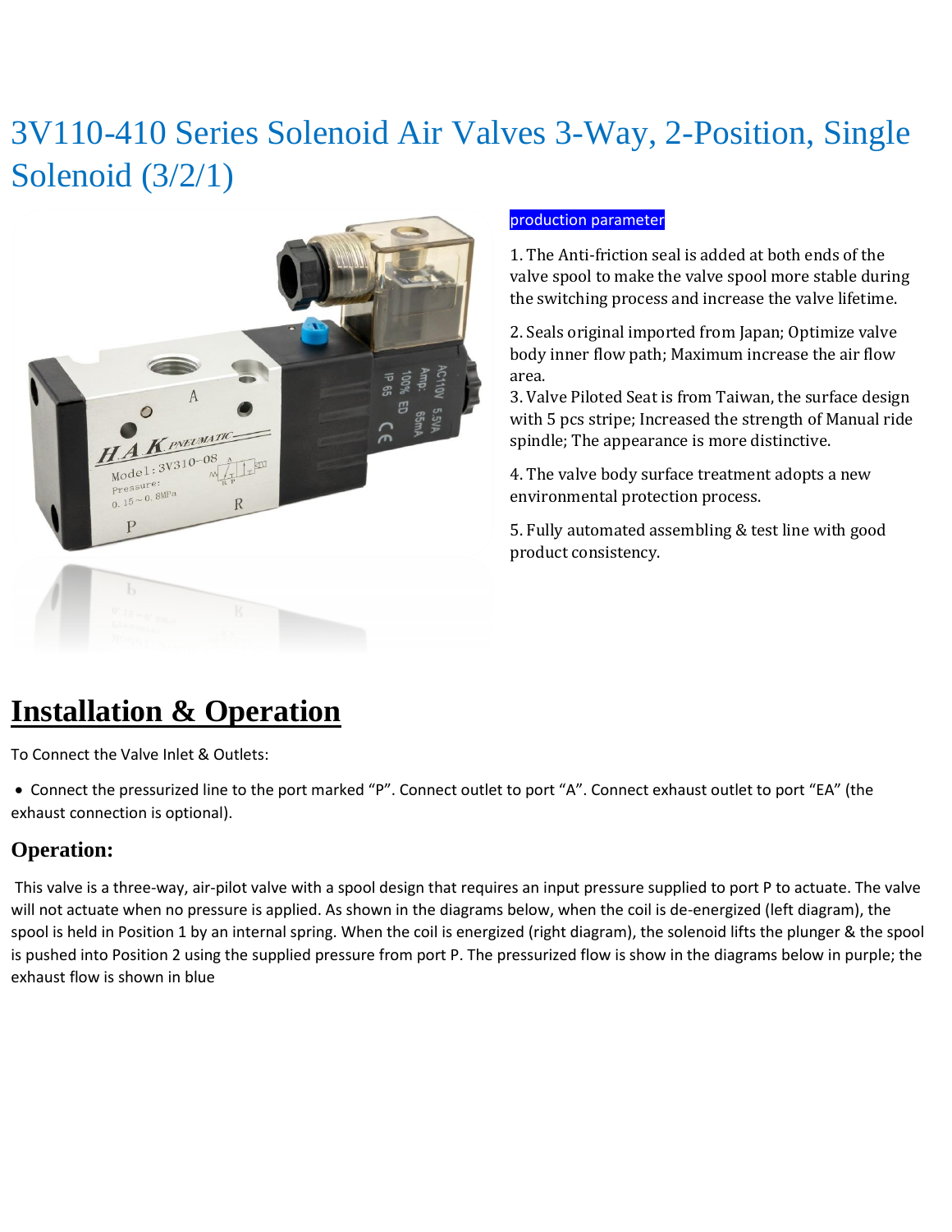# 3V110-410 Series Solenoid Air Valves 3-Way, 2-Position, Single Solenoid (3/2/1)

production parameter

1. The Anti-friction seal is added at both ends of the valve spool to make the valve spool more stable during the switching process and increase the valve lifetime.

2. Seals original imported from Japan; Optimize valve body inner flow path; Maximum increase the air flow area.

3. Valve Piloted Seat is from Taiwan, the surface design with 5 pcs stripe; Increased the strength of Manual ride spindle; The appearance is more distinctive.

4. The valve body surface treatment adopts a new environmental protection process.

5. Fully automated assembling & test line with good product consistency.

## Installation & Operation

To Connect the Valve Inlet & Outlets:

- Connect the pressurized line to the port marked “P”. Connect outlet to port “A”. Connect exhaust outlet to port “EA” (the exhaust connection is optional).

### Operation:

This valve is a three-way, air-pilot valve with a spool design that requires an input pressure supplied to port P to actuate. The valve will not actuate when no pressure is applied. As shown in the diagrams below, when the coil is de-energized (left diagram), the spool is held in Position 1 by an internal spring. When the coil is energized (right diagram), the solenoid lifts the plunger & the spool is pushed into Position 2 using the supplied pressure from port P. The pressurized flow is show in the diagrams below in purple; the exhaust flow is shown in blue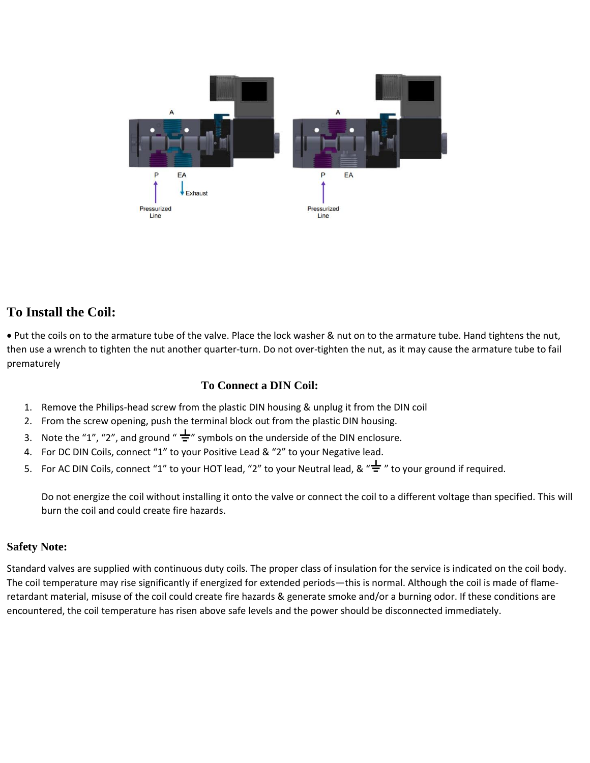A

P EA

Exhaust

Pressurized Line

A

P EA

Pressurized Line

## To Install the Coil:

• Put the coils on to the armature tube of the valve. Place the lock washer & nut on to the armature tube. Hand tightens the nut, then use a wrench to tighten the nut another quarter-turn. Do not over-tighten the nut, as it may cause the armature tube to fail prematurely

### To Connect a DIN Coil:

1. Remove the Philips-head screw from the plastic DIN housing & unplug it from the DIN coil
2. From the screw opening, push the terminal block out from the plastic DIN housing.
3. Note the "1", "2", and ground "⏚" symbols on the underside of the DIN enclosure.
4. For DC DIN Coils, connect "1" to your Positive Lead & "2" to your Negative lead.
5. For AC DIN Coils, connect "1" to your HOT lead, "2" to your Neutral lead, & "⏚" to your ground if required.

   Do not energize the coil without installing it onto the valve or connect the coil to a different voltage than specified. This will burn the coil and could create fire hazards.

### Safety Note:

Standard valves are supplied with continuous duty coils. The proper class of insulation for the service is indicated on the coil body. The coil temperature may rise significantly if energized for extended periods—this is normal. Although the coil is made of flame-retardant material, misuse of the coil could create fire hazards & generate smoke and/or a burning odor. If these conditions are encountered, the coil temperature has risen above safe levels and the power should be disconnected immediately.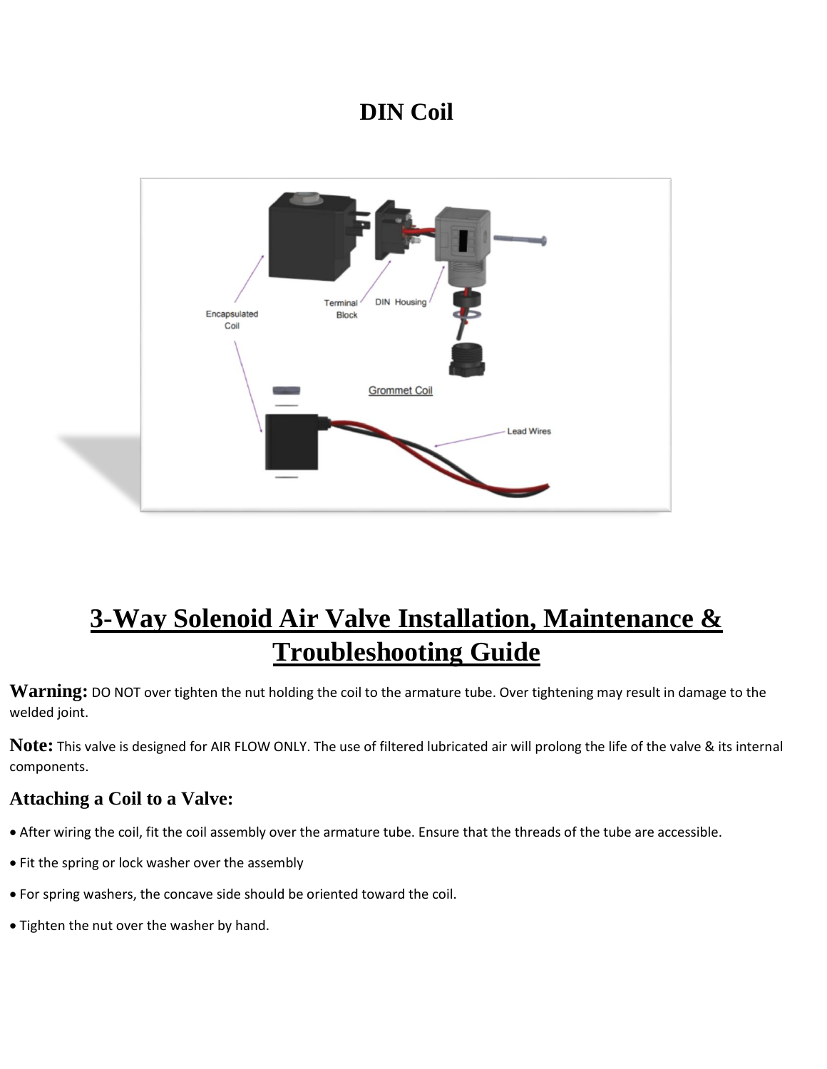# DIN Coil

Encapsulated Coil

Terminal Block

DIN Housing

Grommet Coil

Lead Wires

# 3-Way Solenoid Air Valve Installation, Maintenance & Troubleshooting Guide

**Warning:** DO NOT over tighten the nut holding the coil to the armature tube. Over tightening may result in damage to the welded joint.

**Note:** This valve is designed for AIR FLOW ONLY. The use of filtered lubricated air will prolong the life of the valve & its internal components.

### Attaching a Coil to a Valve:

- After wiring the coil, fit the coil assembly over the armature tube. Ensure that the threads of the tube are accessible.
- Fit the spring or lock washer over the assembly
- For spring washers, the concave side should be oriented toward the coil.
- Tighten the nut over the washer by hand.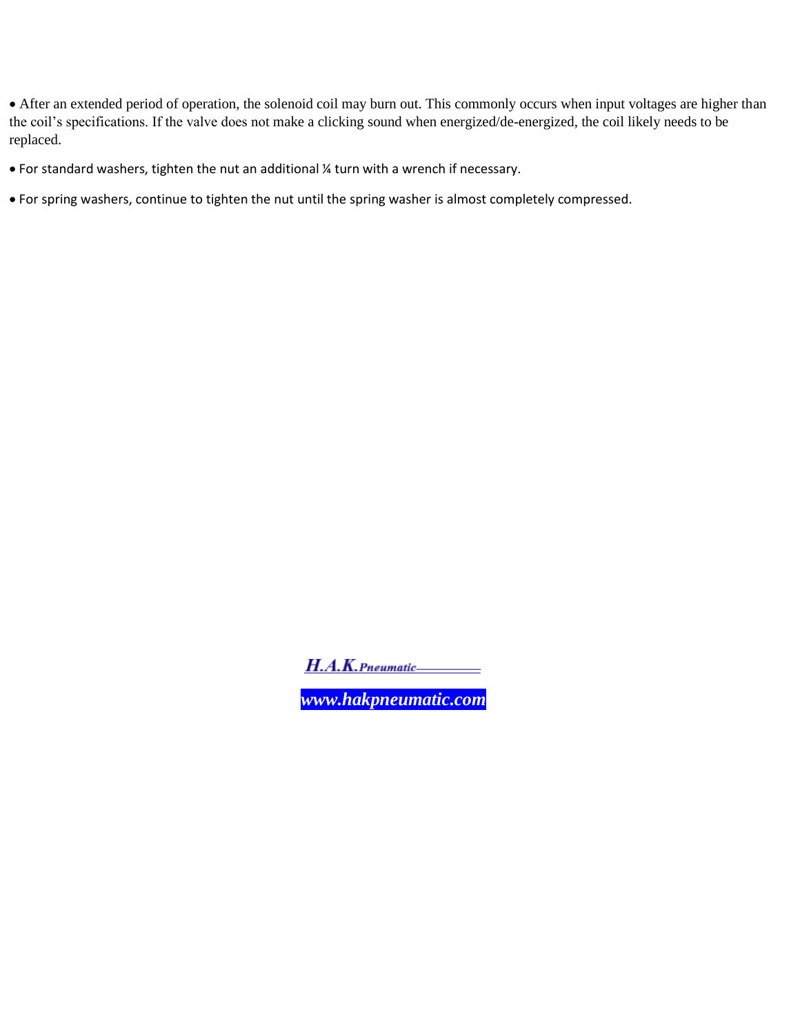- After an extended period of operation, the solenoid coil may burn out. This commonly occurs when input voltages are higher than the coil's specifications. If the valve does not make a clicking sound when energized/de-energized, the coil likely needs to be replaced.

- For standard washers, tighten the nut an additional ¼ turn with a wrench if necessary.

- For spring washers, continue to tighten the nut until the spring washer is almost completely compressed.

***H.A.K.** Pneumatic*

***www.hakpneumatic.com***